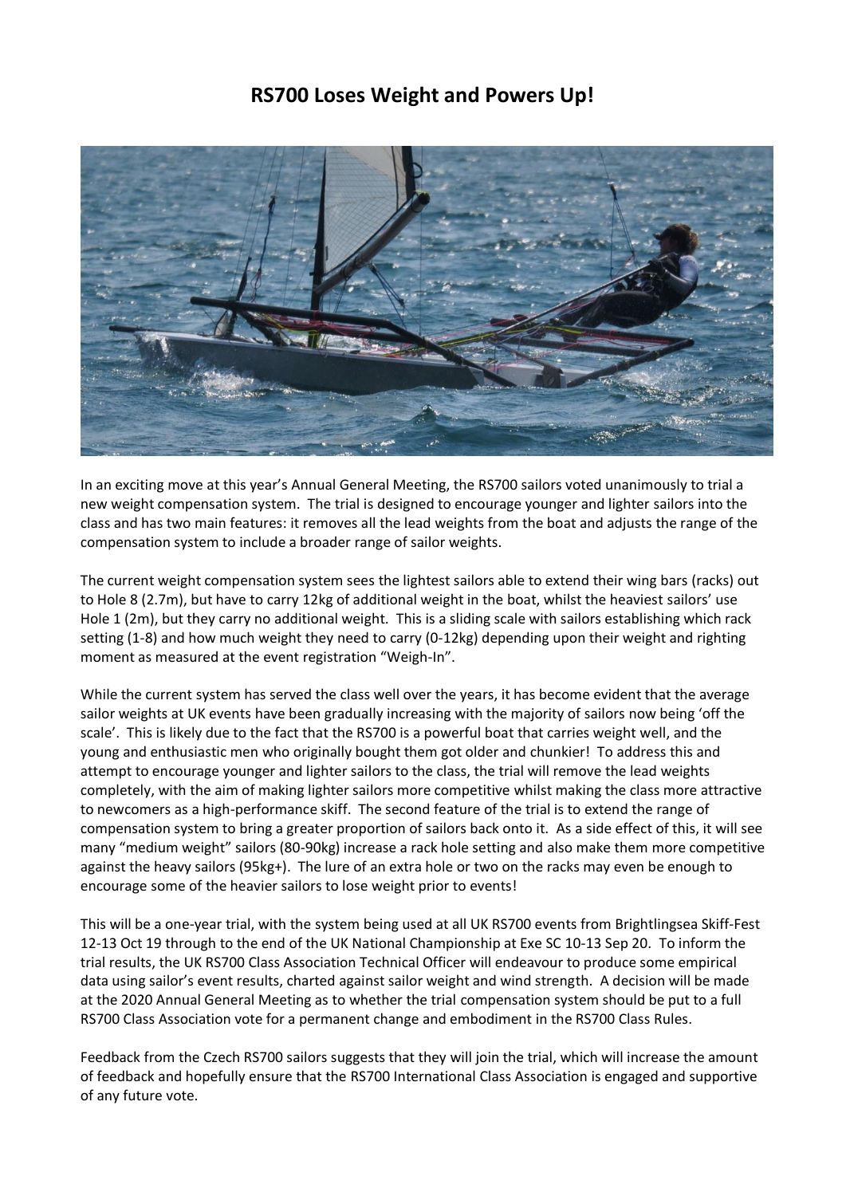# RS700 Loses Weight and Powers Up!

In an exciting move at this year's Annual General Meeting, the RS700 sailors voted unanimously to trial a new weight compensation system. The trial is designed to encourage younger and lighter sailors into the class and has two main features: it removes all the lead weights from the boat and adjusts the range of the compensation system to include a broader range of sailor weights.

The current weight compensation system sees the lightest sailors able to extend their wing bars (racks) out to Hole 8 (2.7m), but have to carry 12kg of additional weight in the boat, whilst the heaviest sailors' use Hole 1 (2m), but they carry no additional weight. This is a sliding scale with sailors establishing which rack setting (1-8) and how much weight they need to carry (0-12kg) depending upon their weight and righting moment as measured at the event registration "Weigh-In".

While the current system has served the class well over the years, it has become evident that the average sailor weights at UK events have been gradually increasing with the majority of sailors now being 'off the scale'. This is likely due to the fact that the RS700 is a powerful boat that carries weight well, and the young and enthusiastic men who originally bought them got older and chunkier! To address this and attempt to encourage younger and lighter sailors to the class, the trial will remove the lead weights completely, with the aim of making lighter sailors more competitive whilst making the class more attractive to newcomers as a high-performance skiff. The second feature of the trial is to extend the range of compensation system to bring a greater proportion of sailors back onto it. As a side effect of this, it will see many "medium weight" sailors (80-90kg) increase a rack hole setting and also make them more competitive against the heavy sailors (95kg+). The lure of an extra hole or two on the racks may even be enough to encourage some of the heavier sailors to lose weight prior to events!

This will be a one-year trial, with the system being used at all UK RS700 events from Brightlingsea Skiff-Fest 12-13 Oct 19 through to the end of the UK National Championship at Exe SC 10-13 Sep 20. To inform the trial results, the UK RS700 Class Association Technical Officer will endeavour to produce some empirical data using sailor's event results, charted against sailor weight and wind strength. A decision will be made at the 2020 Annual General Meeting as to whether the trial compensation system should be put to a full RS700 Class Association vote for a permanent change and embodiment in the RS700 Class Rules.

Feedback from the Czech RS700 sailors suggests that they will join the trial, which will increase the amount of feedback and hopefully ensure that the RS700 International Class Association is engaged and supportive of any future vote.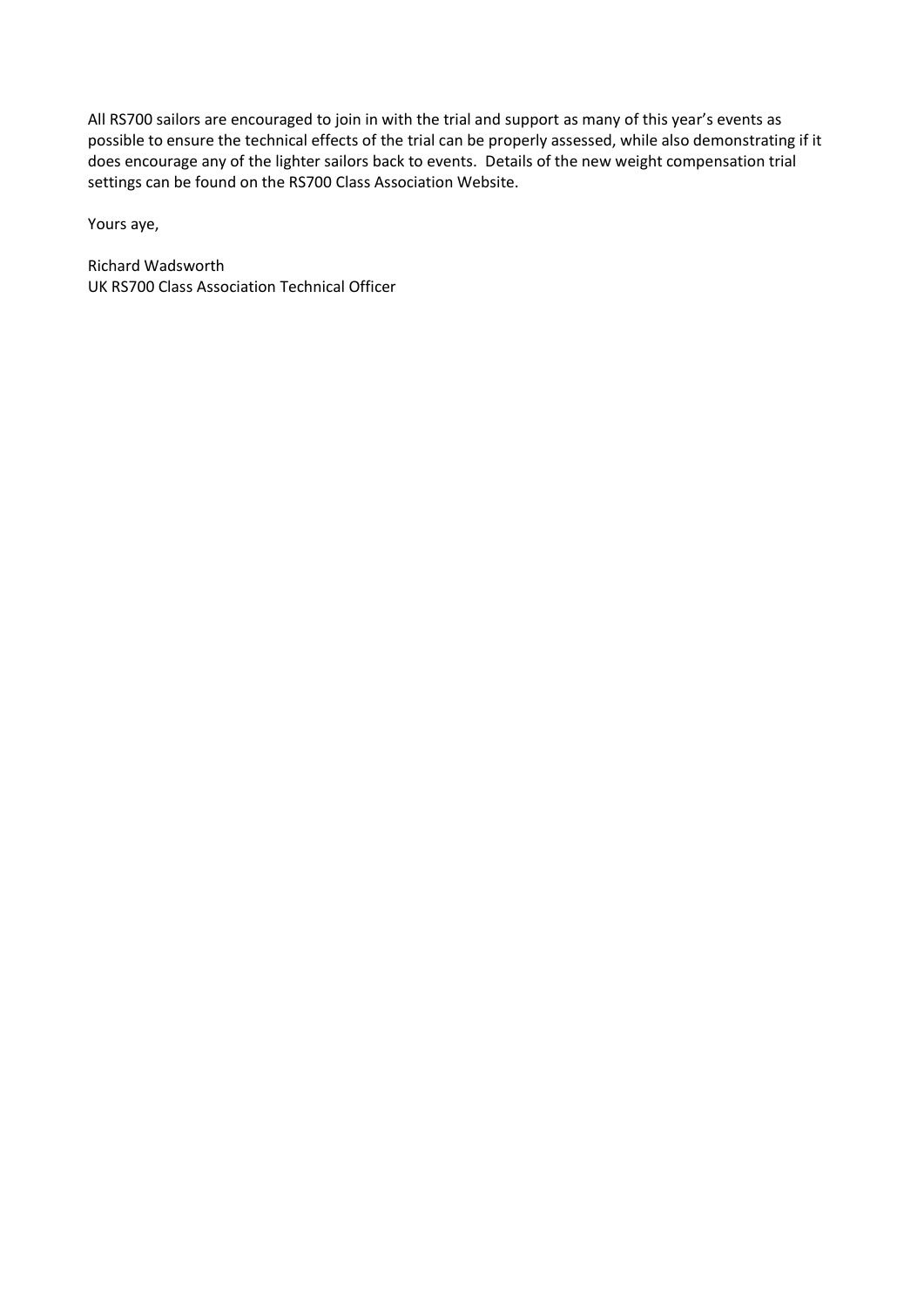All RS700 sailors are encouraged to join in with the trial and support as many of this year's events as possible to ensure the technical effects of the trial can be properly assessed, while also demonstrating if it does encourage any of the lighter sailors back to events. Details of the new weight compensation trial settings can be found on the RS700 Class Association Website.

Yours aye,

Richard Wadsworth
UK RS700 Class Association Technical Officer